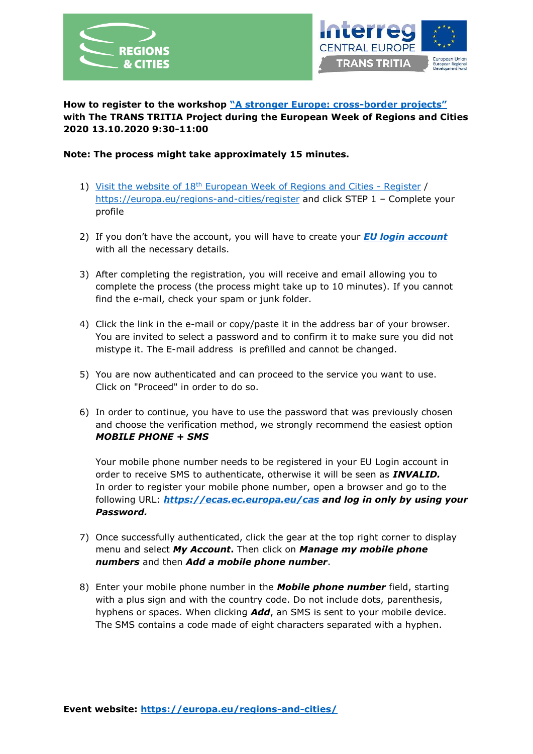**How to register to the workshop "A stronger Europe: cross-border projects" with The TRANS TRITIA Project during the European Week of Regions and Cities 2020 13.10.2020 9:30-11:00**

**Note: The process might take approximately 15 minutes.**

1) Visit the website of 18th European Week of Regions and Cities - Register / https://europa.eu/regions-and-cities/register and click STEP 1 – Complete your profile

2) If you don't have the account, you will have to create your ***EU login account*** with all the necessary details.

3) After completing the registration, you will receive and email allowing you to complete the process (the process might take up to 10 minutes). If you cannot find the e-mail, check your spam or junk folder.

4) Click the link in the e-mail or copy/paste it in the address bar of your browser. You are invited to select a password and to confirm it to make sure you did not mistype it. The E-mail address is prefilled and cannot be changed.

5) You are now authenticated and can proceed to the service you want to use. Click on "Proceed" in order to do so.

6) In order to continue, you have to use the password that was previously chosen and choose the verification method, we strongly recommend the easiest option ***MOBILE PHONE + SMS***

   Your mobile phone number needs to be registered in your EU Login account in order to receive SMS to authenticate, otherwise it will be seen as ***INVALID.*** In order to register your mobile phone number, open a browser and go to the following URL: ***https://ecas.ec.europa.eu/cas*** ***and log in only by using your Password.***

7) Once successfully authenticated, click the gear at the top right corner to display menu and select ***My Account***. Then click on ***Manage my mobile phone numbers*** and then ***Add a mobile phone number***.

8) Enter your mobile phone number in the ***Mobile phone number*** field, starting with a plus sign and with the country code. Do not include dots, parenthesis, hyphens or spaces. When clicking ***Add***, an SMS is sent to your mobile device. The SMS contains a code made of eight characters separated with a hyphen.

**Event website: https://europa.eu/regions-and-cities/**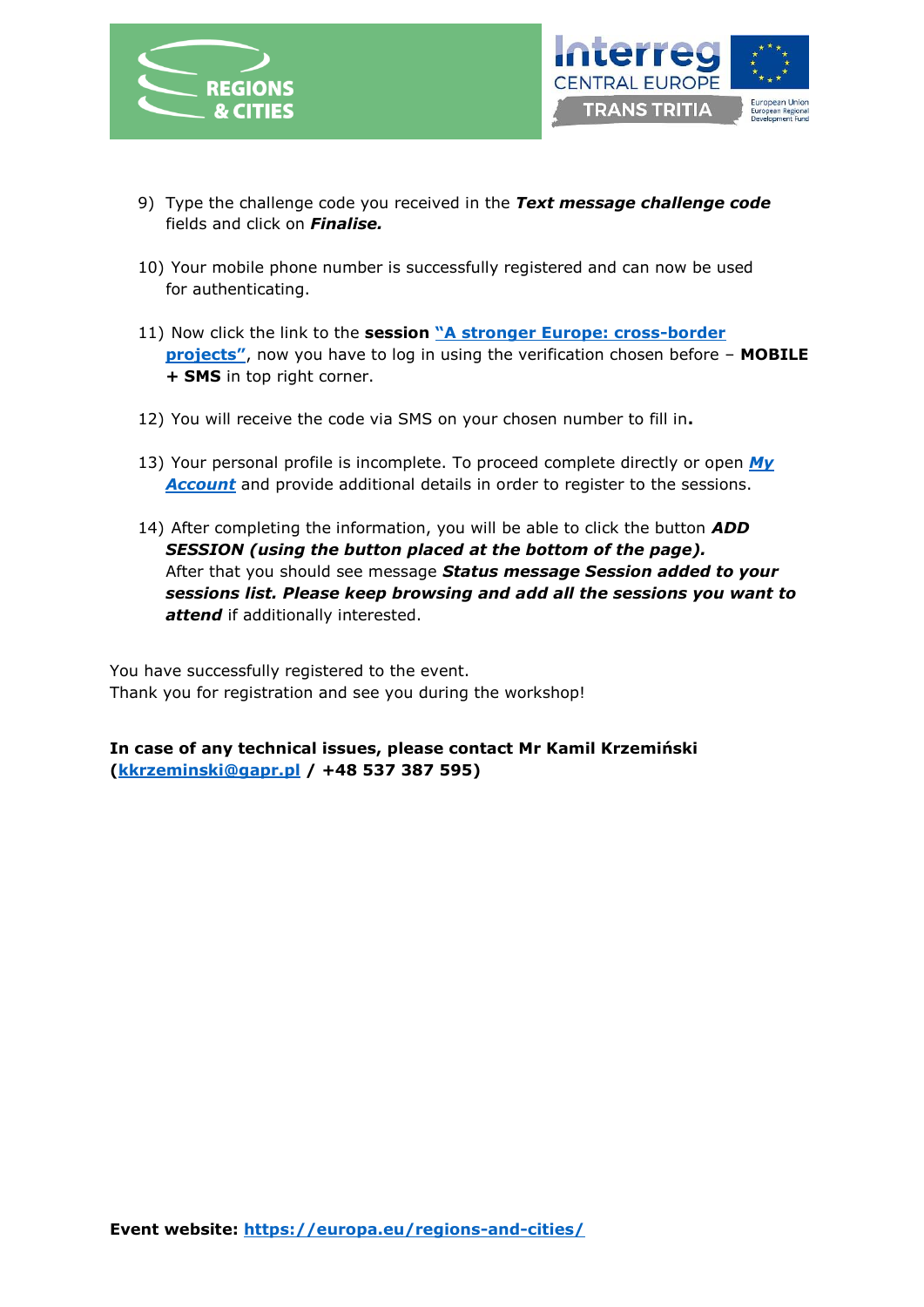9) Type the challenge code you received in the ***Text message challenge code*** fields and click on ***Finalise.***

10) Your mobile phone number is successfully registered and can now be used for authenticating.

11) Now click the link to the **session** **"A stronger Europe: cross-border projects"**, now you have to log in using the verification chosen before – **MOBILE + SMS** in top right corner.

12) You will receive the code via SMS on your chosen number to fill in**.**

13) Your personal profile is incomplete. To proceed complete directly or open ***My Account*** and provide additional details in order to register to the sessions.

14) After completing the information, you will be able to click the button ***ADD SESSION (using the button placed at the bottom of the page).*** After that you should see message ***Status message Session added to your sessions list. Please keep browsing and add all the sessions you want to attend*** if additionally interested.

You have successfully registered to the event.
Thank you for registration and see you during the workshop!

**In case of any technical issues, please contact Mr Kamil Krzemiński (kkrzeminski@gapr.pl / +48 537 387 595)**

**Event website: https://europa.eu/regions-and-cities/**